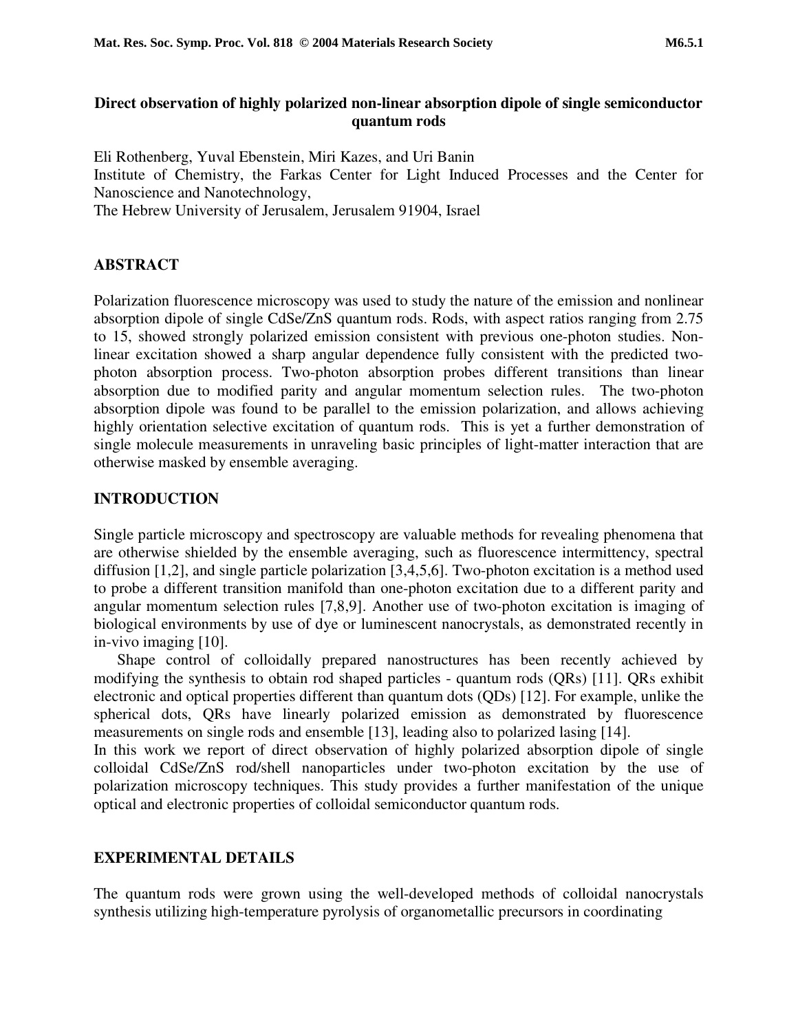# Direct observation of highly polarized non-linear absorption dipole of single semiconductor quantum rods

Eli Rothenberg, Yuval Ebenstein, Miri Kazes, and Uri Banin
Institute of Chemistry, the Farkas Center for Light Induced Processes and the Center for Nanoscience and Nanotechnology,
The Hebrew University of Jerusalem, Jerusalem 91904, Israel

## ABSTRACT

Polarization fluorescence microscopy was used to study the nature of the emission and nonlinear absorption dipole of single CdSe/ZnS quantum rods. Rods, with aspect ratios ranging from 2.75 to 15, showed strongly polarized emission consistent with previous one-photon studies. Non-linear excitation showed a sharp angular dependence fully consistent with the predicted two-photon absorption process. Two-photon absorption probes different transitions than linear absorption due to modified parity and angular momentum selection rules. The two-photon absorption dipole was found to be parallel to the emission polarization, and allows achieving highly orientation selective excitation of quantum rods. This is yet a further demonstration of single molecule measurements in unraveling basic principles of light-matter interaction that are otherwise masked by ensemble averaging.

## INTRODUCTION

Single particle microscopy and spectroscopy are valuable methods for revealing phenomena that are otherwise shielded by the ensemble averaging, such as fluorescence intermittency, spectral diffusion [1,2], and single particle polarization [3,4,5,6]. Two-photon excitation is a method used to probe a different transition manifold than one-photon excitation due to a different parity and angular momentum selection rules [7,8,9]. Another use of two-photon excitation is imaging of biological environments by use of dye or luminescent nanocrystals, as demonstrated recently in in-vivo imaging [10].

Shape control of colloidally prepared nanostructures has been recently achieved by modifying the synthesis to obtain rod shaped particles - quantum rods (QRs) [11]. QRs exhibit electronic and optical properties different than quantum dots (QDs) [12]. For example, unlike the spherical dots, QRs have linearly polarized emission as demonstrated by fluorescence measurements on single rods and ensemble [13], leading also to polarized lasing [14].

In this work we report of direct observation of highly polarized absorption dipole of single colloidal CdSe/ZnS rod/shell nanoparticles under two-photon excitation by the use of polarization microscopy techniques. This study provides a further manifestation of the unique optical and electronic properties of colloidal semiconductor quantum rods.

## EXPERIMENTAL DETAILS

The quantum rods were grown using the well-developed methods of colloidal nanocrystals synthesis utilizing high-temperature pyrolysis of organometallic precursors in coordinating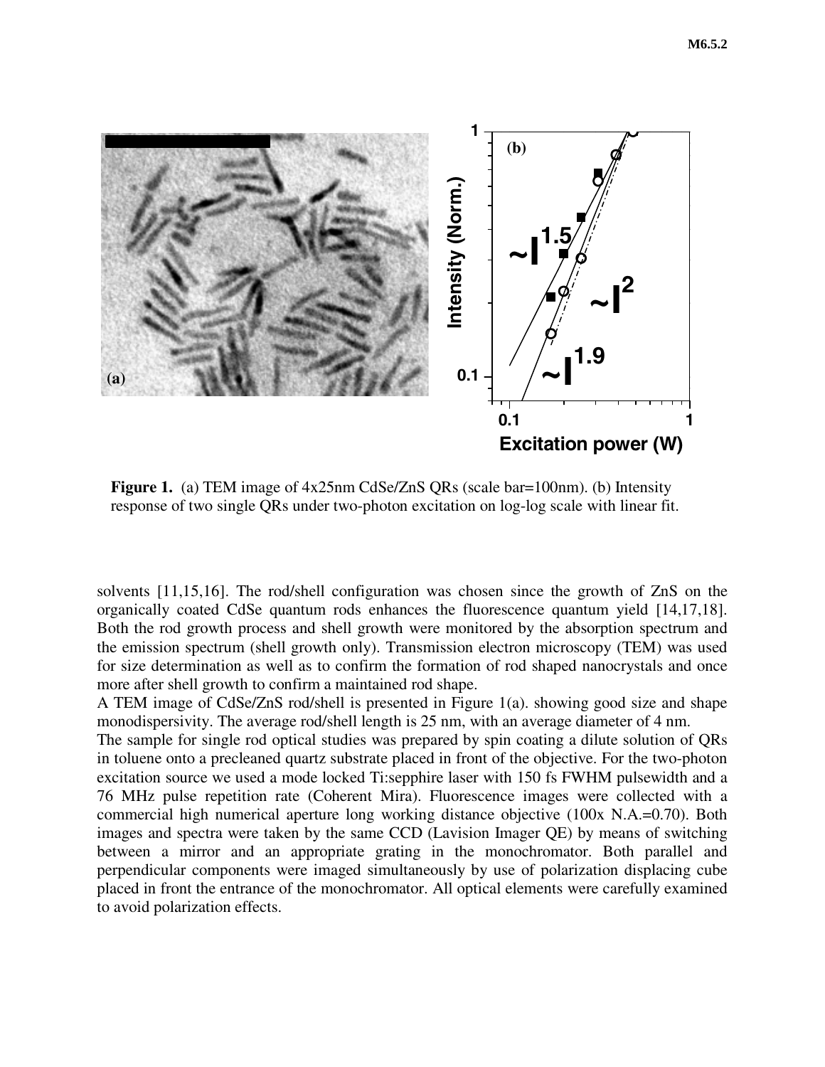**Figure 1.** (a) TEM image of 4x25nm CdSe/ZnS QRs (scale bar=100nm). (b) Intensity response of two single QRs under two-photon excitation on log-log scale with linear fit.

solvents [11,15,16]. The rod/shell configuration was chosen since the growth of ZnS on the organically coated CdSe quantum rods enhances the fluorescence quantum yield [14,17,18]. Both the rod growth process and shell growth were monitored by the absorption spectrum and the emission spectrum (shell growth only). Transmission electron microscopy (TEM) was used for size determination as well as to confirm the formation of rod shaped nanocrystals and once more after shell growth to confirm a maintained rod shape.

A TEM image of CdSe/ZnS rod/shell is presented in Figure 1(a). showing good size and shape monodispersivity. The average rod/shell length is 25 nm, with an average diameter of 4 nm.

The sample for single rod optical studies was prepared by spin coating a dilute solution of QRs in toluene onto a precleaned quartz substrate placed in front of the objective. For the two-photon excitation source we used a mode locked Ti:sepphire laser with 150 fs FWHM pulsewidth and a 76 MHz pulse repetition rate (Coherent Mira). Fluorescence images were collected with a commercial high numerical aperture long working distance objective (100x N.A.=0.70). Both images and spectra were taken by the same CCD (Lavision Imager QE) by means of switching between a mirror and an appropriate grating in the monochromator. Both parallel and perpendicular components were imaged simultaneously by use of polarization displacing cube placed in front the entrance of the monochromator. All optical elements were carefully examined to avoid polarization effects.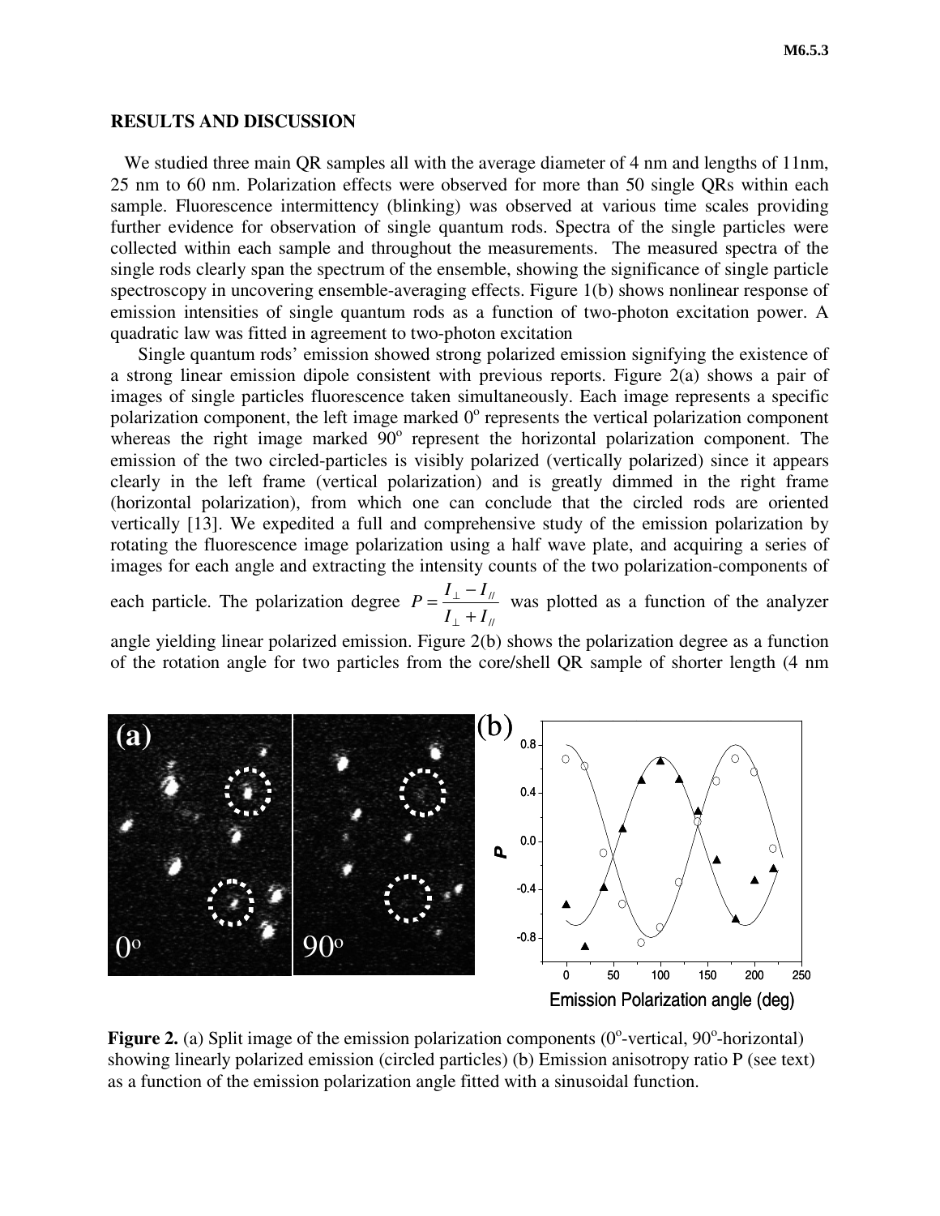## RESULTS AND DISCUSSION

We studied three main QR samples all with the average diameter of 4 nm and lengths of 11nm, 25 nm to 60 nm. Polarization effects were observed for more than 50 single QRs within each sample. Fluorescence intermittency (blinking) was observed at various time scales providing further evidence for observation of single quantum rods. Spectra of the single particles were collected within each sample and throughout the measurements. The measured spectra of the single rods clearly span the spectrum of the ensemble, showing the significance of single particle spectroscopy in uncovering ensemble-averaging effects. Figure 1(b) shows nonlinear response of emission intensities of single quantum rods as a function of two-photon excitation power. A quadratic law was fitted in agreement to two-photon excitation

Single quantum rods' emission showed strong polarized emission signifying the existence of a strong linear emission dipole consistent with previous reports. Figure 2(a) shows a pair of images of single particles fluorescence taken simultaneously. Each image represents a specific polarization component, the left image marked $0^o$ represents the vertical polarization component whereas the right image marked $90^o$ represent the horizontal polarization component. The emission of the two circled-particles is visibly polarized (vertically polarized) since it appears clearly in the left frame (vertical polarization) and is greatly dimmed in the right frame (horizontal polarization), from which one can conclude that the circled rods are oriented vertically [13]. We expedited a full and comprehensive study of the emission polarization by rotating the fluorescence image polarization using a half wave plate, and acquiring a series of images for each angle and extracting the intensity counts of the two polarization-components of each particle. The polarization degree $P = \frac{I_{\perp} - I_{//}}{I_{\perp} + I_{//}}$ was plotted as a function of the analyzer angle yielding linear polarized emission. Figure 2(b) shows the polarization degree as a function of the rotation angle for two particles from the core/shell QR sample of shorter length (4 nm

**Figure 2.** (a) Split image of the emission polarization components ($0^o$-vertical, $90^o$-horizontal) showing linearly polarized emission (circled particles) (b) Emission anisotropy ratio P (see text) as a function of the emission polarization angle fitted with a sinusoidal function.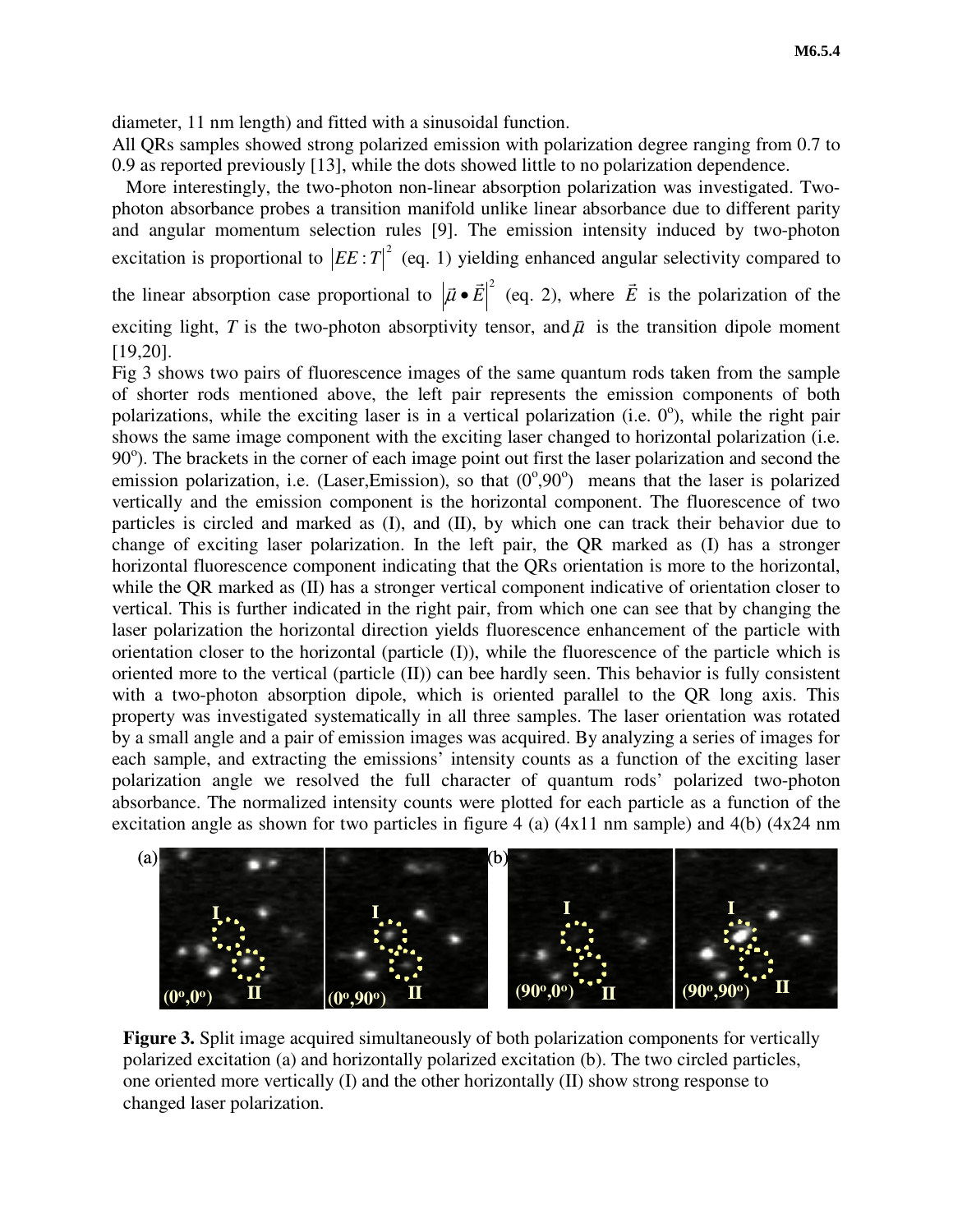diameter, 11 nm length) and fitted with a sinusoidal function.

All QRs samples showed strong polarized emission with polarization degree ranging from 0.7 to 0.9 as reported previously [13], while the dots showed little to no polarization dependence.

More interestingly, the two-photon non-linear absorption polarization was investigated. Two-photon absorbance probes a transition manifold unlike linear absorbance due to different parity and angular momentum selection rules [9]. The emission intensity induced by two-photon excitation is proportional to $|EE:T|^2$ (eq. 1) yielding enhanced angular selectivity compared to the linear absorption case proportional to $|\vec{\mu} \bullet \vec{E}|^2$ (eq. 2), where $\vec{E}$ is the polarization of the exciting light, $T$ is the two-photon absorptivity tensor, and $\vec{\mu}$ is the transition dipole moment [19,20].

Fig 3 shows two pairs of fluorescence images of the same quantum rods taken from the sample of shorter rods mentioned above, the left pair represents the emission components of both polarizations, while the exciting laser is in a vertical polarization (i.e. $0^o$), while the right pair shows the same image component with the exciting laser changed to horizontal polarization (i.e. $90^o$). The brackets in the corner of each image point out first the laser polarization and second the emission polarization, i.e. (Laser,Emission), so that $(0^o,90^o)$ means that the laser is polarized vertically and the emission component is the horizontal component. The fluorescence of two particles is circled and marked as (I), and (II), by which one can track their behavior due to change of exciting laser polarization. In the left pair, the QR marked as (I) has a stronger horizontal fluorescence component indicating that the QRs orientation is more to the horizontal, while the QR marked as (II) has a stronger vertical component indicative of orientation closer to vertical. This is further indicated in the right pair, from which one can see that by changing the laser polarization the horizontal direction yields fluorescence enhancement of the particle with orientation closer to the horizontal (particle (I)), while the fluorescence of the particle which is oriented more to the vertical (particle (II)) can bee hardly seen. This behavior is fully consistent with a two-photon absorption dipole, which is oriented parallel to the QR long axis. This property was investigated systematically in all three samples. The laser orientation was rotated by a small angle and a pair of emission images was acquired. By analyzing a series of images for each sample, and extracting the emissions' intensity counts as a function of the exciting laser polarization angle we resolved the full character of quantum rods' polarized two-photon absorbance. The normalized intensity counts were plotted for each particle as a function of the excitation angle as shown for two particles in figure 4 (a) (4x11 nm sample) and 4(b) (4x24 nm

(a)

I

II

$(0^o,0^o)$

I

II

$(0^o,90^o)$

(b)

I

II

$(90^o,0^o)$

I

II

$(90^o,90^o)$

**Figure 3.** Split image acquired simultaneously of both polarization components for vertically polarized excitation (a) and horizontally polarized excitation (b). The two circled particles, one oriented more vertically (I) and the other horizontally (II) show strong response to changed laser polarization.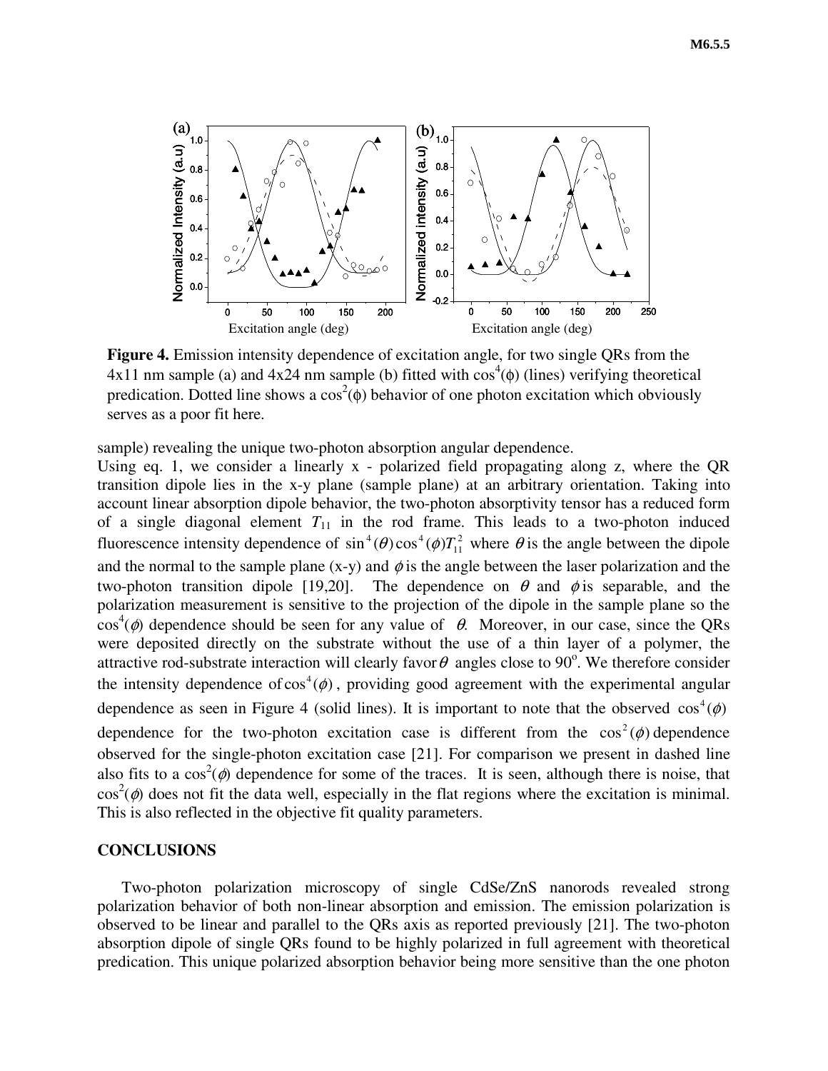**Figure 4.** Emission intensity dependence of excitation angle, for two single QRs from the 4x11 nm sample (a) and 4x24 nm sample (b) fitted with $\cos^4(\phi)$ (lines) verifying theoretical predication. Dotted line shows a $\cos^2(\phi)$ behavior of one photon excitation which obviously serves as a poor fit here.

sample) revealing the unique two-photon absorption angular dependence.

Using eq. 1, we consider a linearly x - polarized field propagating along z, where the QR transition dipole lies in the x-y plane (sample plane) at an arbitrary orientation. Taking into account linear absorption dipole behavior, the two-photon absorptivity tensor has a reduced form of a single diagonal element $T_{11}$ in the rod frame. This leads to a two-photon induced fluorescence intensity dependence of $\sin^4(\theta)\cos^4(\phi)T_{11}^2$ where $\theta$ is the angle between the dipole and the normal to the sample plane (x-y) and $\phi$ is the angle between the laser polarization and the two-photon transition dipole [19,20]. The dependence on $\theta$ and $\phi$ is separable, and the polarization measurement is sensitive to the projection of the dipole in the sample plane so the $\cos^4(\phi)$ dependence should be seen for any value of $\theta$. Moreover, in our case, since the QRs were deposited directly on the substrate without the use of a thin layer of a polymer, the attractive rod-substrate interaction will clearly favor $\theta$ angles close to 90°. We therefore consider the intensity dependence of $\cos^4(\phi)$, providing good agreement with the experimental angular dependence as seen in Figure 4 (solid lines). It is important to note that the observed $\cos^4(\phi)$ dependence for the two-photon excitation case is different from the $\cos^2(\phi)$ dependence observed for the single-photon excitation case [21]. For comparison we present in dashed line also fits to a $\cos^2(\phi)$ dependence for some of the traces. It is seen, although there is noise, that $\cos^2(\phi)$ does not fit the data well, especially in the flat regions where the excitation is minimal. This is also reflected in the objective fit quality parameters.

## CONCLUSIONS

Two-photon polarization microscopy of single CdSe/ZnS nanorods revealed strong polarization behavior of both non-linear absorption and emission. The emission polarization is observed to be linear and parallel to the QRs axis as reported previously [21]. The two-photon absorption dipole of single QRs found to be highly polarized in full agreement with theoretical predication. This unique polarized absorption behavior being more sensitive than the one photon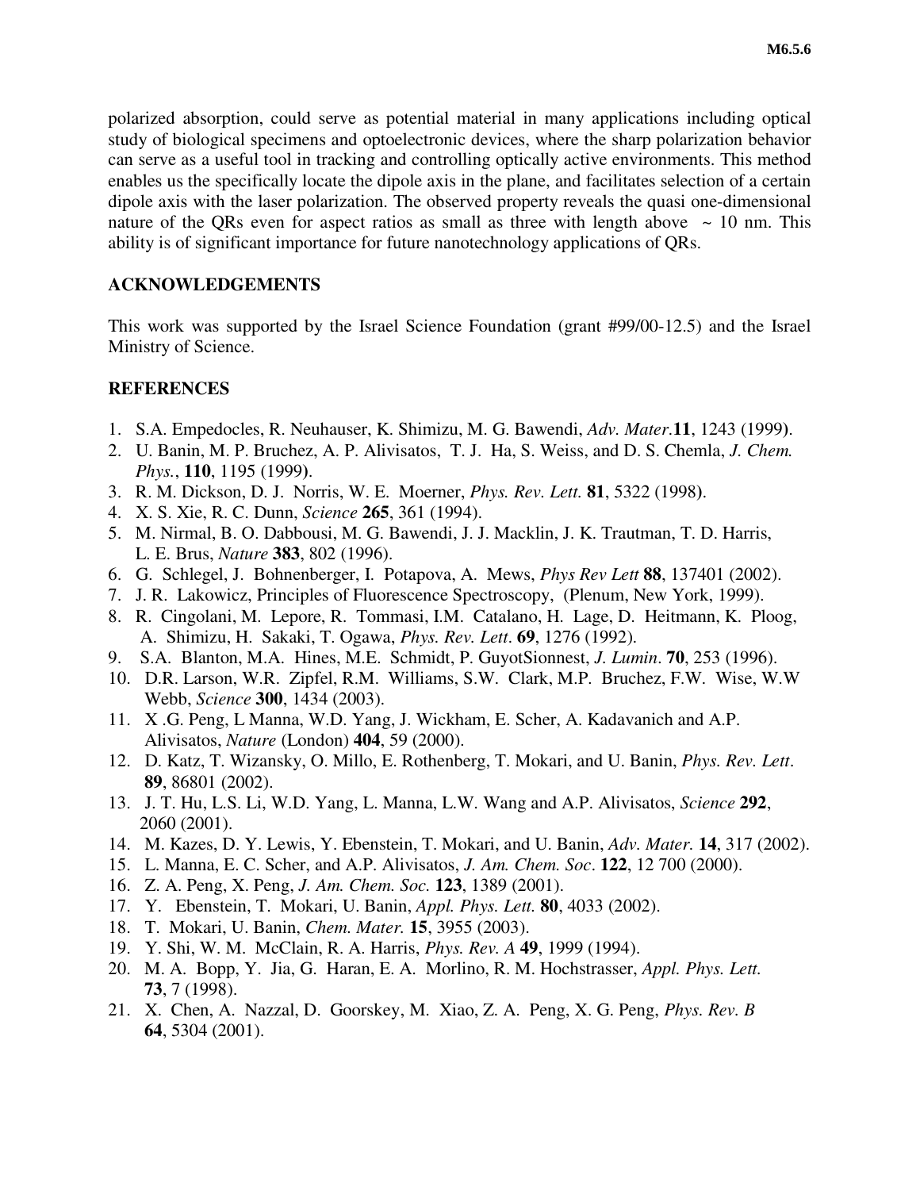polarized absorption, could serve as potential material in many applications including optical study of biological specimens and optoelectronic devices, where the sharp polarization behavior can serve as a useful tool in tracking and controlling optically active environments. This method enables us the specifically locate the dipole axis in the plane, and facilitates selection of a certain dipole axis with the laser polarization. The observed property reveals the quasi one-dimensional nature of the QRs even for aspect ratios as small as three with length above ~ 10 nm. This ability is of significant importance for future nanotechnology applications of QRs.

## ACKNOWLEDGEMENTS

This work was supported by the Israel Science Foundation (grant #99/00-12.5) and the Israel Ministry of Science.

## REFERENCES

1. S.A. Empedocles, R. Neuhauser, K. Shimizu, M. G. Bawendi, *Adv. Mater.* **11**, 1243 (1999).
2. U. Banin, M. P. Bruchez, A. P. Alivisatos, T. J. Ha, S. Weiss, and D. S. Chemla, *J. Chem. Phys.*, **110**, 1195 (1999).
3. R. M. Dickson, D. J. Norris, W. E. Moerner, *Phys. Rev. Lett.* **81**, 5322 (1998).
4. X. S. Xie, R. C. Dunn, *Science* **265**, 361 (1994).
5. M. Nirmal, B. O. Dabbousi, M. G. Bawendi, J. J. Macklin, J. K. Trautman, T. D. Harris, L. E. Brus, *Nature* **383**, 802 (1996).
6. G. Schlegel, J. Bohnenberger, I. Potapova, A. Mews, *Phys Rev Lett* **88**, 137401 (2002).
7. J. R. Lakowicz, Principles of Fluorescence Spectroscopy, (Plenum, New York, 1999).
8. R. Cingolani, M. Lepore, R. Tommasi, I.M. Catalano, H. Lage, D. Heitmann, K. Ploog, A. Shimizu, H. Sakaki, T. Ogawa, *Phys. Rev. Lett*. **69**, 1276 (1992).
9. S.A. Blanton, M.A. Hines, M.E. Schmidt, P. GuyotSionnest, *J. Lumin*. **70**, 253 (1996).
10. D.R. Larson, W.R. Zipfel, R.M. Williams, S.W. Clark, M.P. Bruchez, F.W. Wise, W.W Webb, *Science* **300**, 1434 (2003).
11. X .G. Peng, L Manna, W.D. Yang, J. Wickham, E. Scher, A. Kadavanich and A.P. Alivisatos, *Nature* (London) **404**, 59 (2000).
12. D. Katz, T. Wizansky, O. Millo, E. Rothenberg, T. Mokari, and U. Banin, *Phys. Rev. Lett*. **89**, 86801 (2002).
13. J. T. Hu, L.S. Li, W.D. Yang, L. Manna, L.W. Wang and A.P. Alivisatos, *Science* **292**, 2060 (2001).
14. M. Kazes, D. Y. Lewis, Y. Ebenstein, T. Mokari, and U. Banin, *Adv. Mater.* **14**, 317 (2002).
15. L. Manna, E. C. Scher, and A.P. Alivisatos, *J. Am. Chem. Soc*. **122**, 12 700 (2000).
16. Z. A. Peng, X. Peng, *J. Am. Chem. Soc.* **123**, 1389 (2001).
17. Y. Ebenstein, T. Mokari, U. Banin, *Appl. Phys. Lett.* **80**, 4033 (2002).
18. T. Mokari, U. Banin, *Chem. Mater.* **15**, 3955 (2003).
19. Y. Shi, W. M. McClain, R. A. Harris, *Phys. Rev. A* **49**, 1999 (1994).
20. M. A. Bopp, Y. Jia, G. Haran, E. A. Morlino, R. M. Hochstrasser, *Appl. Phys. Lett.* **73**, 7 (1998).
21. X. Chen, A. Nazzal, D. Goorskey, M. Xiao, Z. A. Peng, X. G. Peng, *Phys. Rev. B* **64**, 5304 (2001).